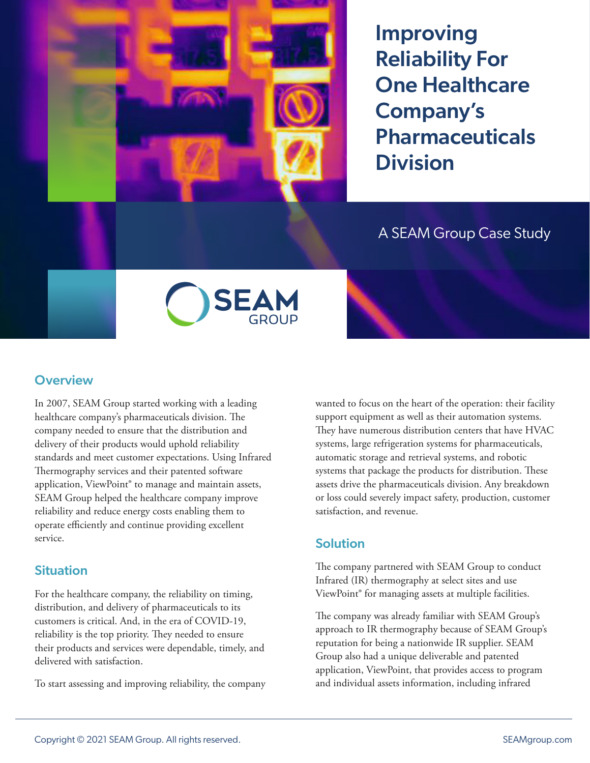# Improving Reliability For One Healthcare Company's Pharmaceuticals Division

A SEAM Group Case Study

SEAM GROUP

## Overview

In 2007, SEAM Group started working with a leading healthcare company's pharmaceuticals division. The company needed to ensure that the distribution and delivery of their products would uphold reliability standards and meet customer expectations. Using Infrared Thermography services and their patented software application, ViewPoint® to manage and maintain assets, SEAM Group helped the healthcare company improve reliability and reduce energy costs enabling them to operate efficiently and continue providing excellent service.

## Situation

For the healthcare company, the reliability on timing, distribution, and delivery of pharmaceuticals to its customers is critical. And, in the era of COVID-19, reliability is the top priority. They needed to ensure their products and services were dependable, timely, and delivered with satisfaction.

To start assessing and improving reliability, the company wanted to focus on the heart of the operation: their facility support equipment as well as their automation systems. They have numerous distribution centers that have HVAC systems, large refrigeration systems for pharmaceuticals, automatic storage and retrieval systems, and robotic systems that package the products for distribution. These assets drive the pharmaceuticals division. Any breakdown or loss could severely impact safety, production, customer satisfaction, and revenue.

## Solution

The company partnered with SEAM Group to conduct Infrared (IR) thermography at select sites and use ViewPoint® for managing assets at multiple facilities.

The company was already familiar with SEAM Group's approach to IR thermography because of SEAM Group's reputation for being a nationwide IR supplier. SEAM Group also had a unique deliverable and patented application, ViewPoint, that provides access to program and individual assets information, including infrared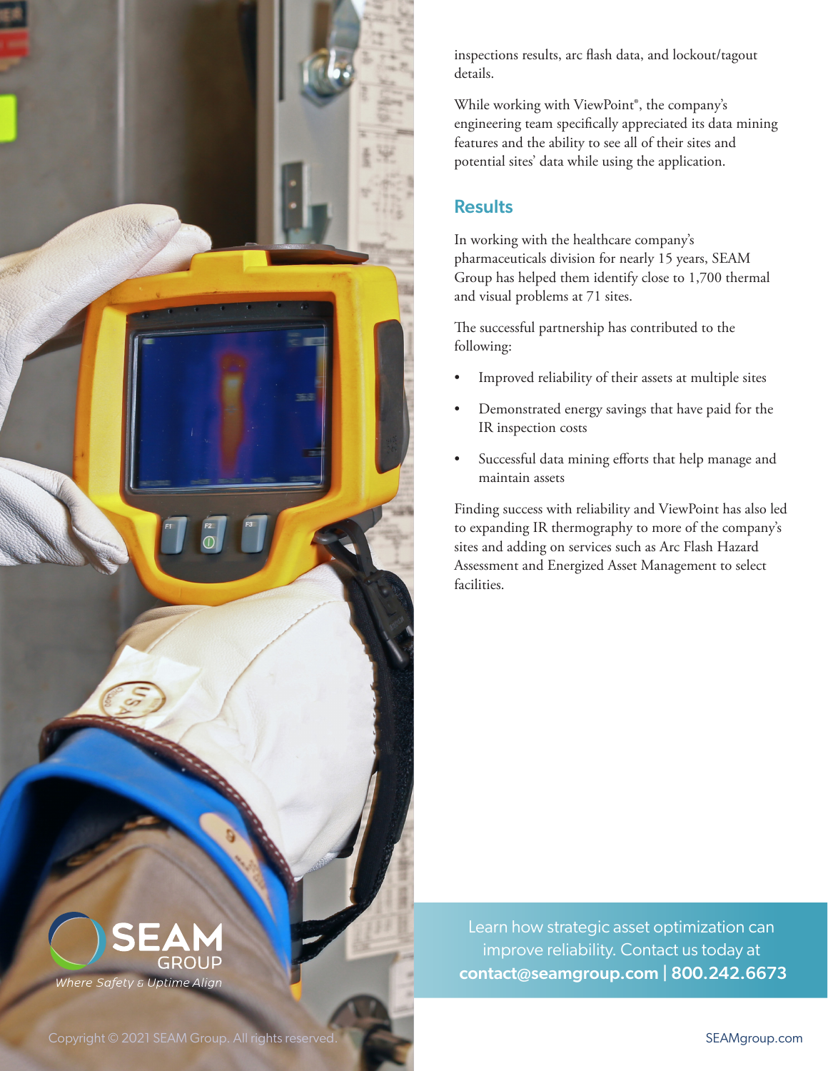inspections results, arc flash data, and lockout/tagout details.

While working with ViewPoint®, the company's engineering team specifically appreciated its data mining features and the ability to see all of their sites and potential sites' data while using the application.

## Results

In working with the healthcare company's pharmaceuticals division for nearly 15 years, SEAM Group has helped them identify close to 1,700 thermal and visual problems at 71 sites.

The successful partnership has contributed to the following:

- Improved reliability of their assets at multiple sites
- Demonstrated energy savings that have paid for the IR inspection costs
- Successful data mining efforts that help manage and maintain assets

Finding success with reliability and ViewPoint has also led to expanding IR thermography to more of the company's sites and adding on services such as Arc Flash Hazard Assessment and Energized Asset Management to select facilities.

Learn how strategic asset optimization can improve reliability. Contact us today at **contact@seamgroup.com | 800.242.6673**

SEAM GROUP
*Where Safety & Uptime Align*

Copyright © 2021 SEAM Group. All rights reserved.

SEAMgroup.com